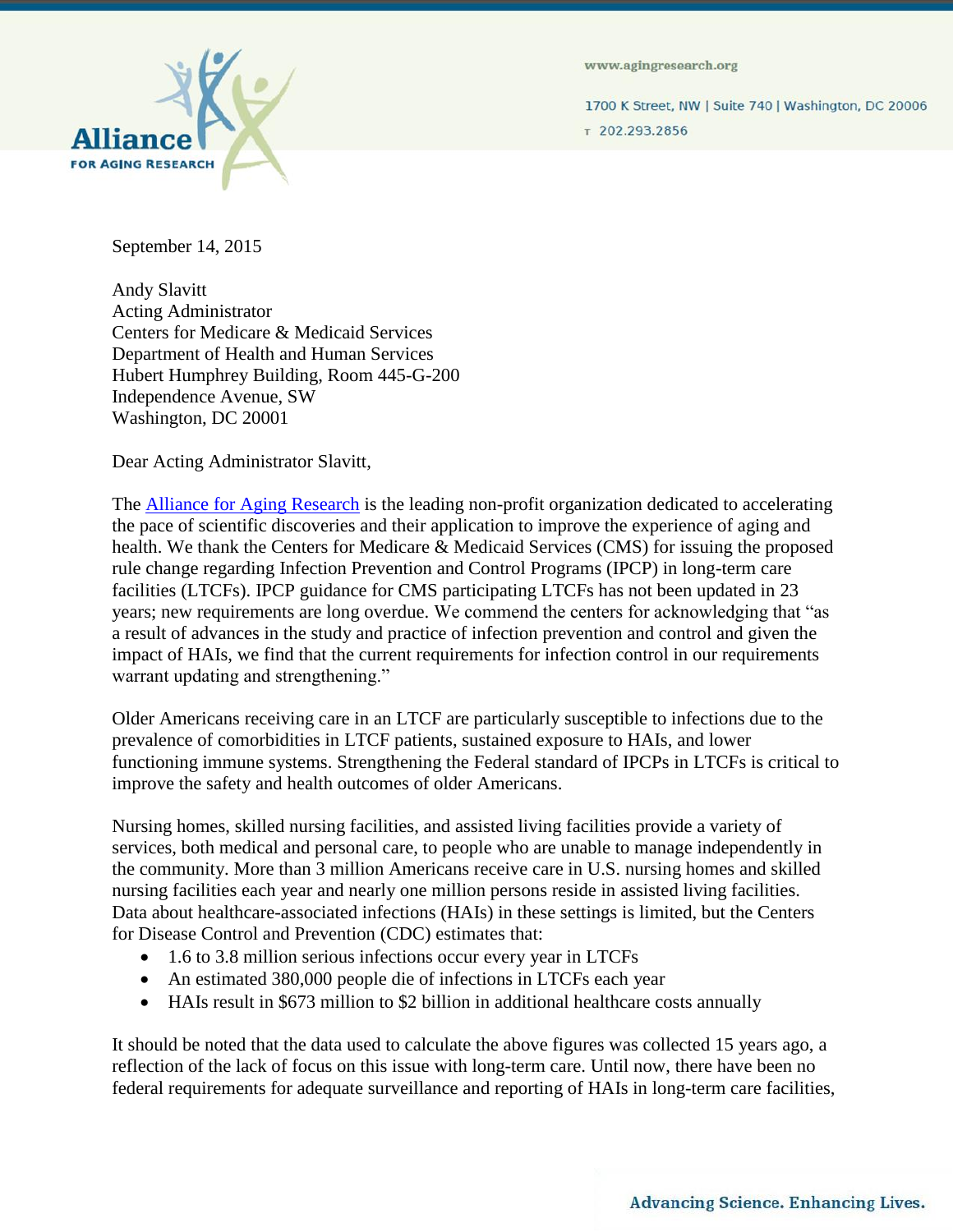**Alliance FOR AGING RESEARCH**

www.agingresearch.org

1700 K Street, NW | Suite 740 | Washington, DC 20006

T 202.293.2856

September 14, 2015

Andy Slavitt
Acting Administrator
Centers for Medicare & Medicaid Services
Department of Health and Human Services
Hubert Humphrey Building, Room 445-G-200
Independence Avenue, SW
Washington, DC 20001

Dear Acting Administrator Slavitt,

The [Alliance for Aging Research](http://www.agingresearch.org) is the leading non-profit organization dedicated to accelerating the pace of scientific discoveries and their application to improve the experience of aging and health. We thank the Centers for Medicare & Medicaid Services (CMS) for issuing the proposed rule change regarding Infection Prevention and Control Programs (IPCP) in long-term care facilities (LTCFs). IPCP guidance for CMS participating LTCFs has not been updated in 23 years; new requirements are long overdue. We commend the centers for acknowledging that "as a result of advances in the study and practice of infection prevention and control and given the impact of HAIs, we find that the current requirements for infection control in our requirements warrant updating and strengthening."

Older Americans receiving care in an LTCF are particularly susceptible to infections due to the prevalence of comorbidities in LTCF patients, sustained exposure to HAIs, and lower functioning immune systems. Strengthening the Federal standard of IPCPs in LTCFs is critical to improve the safety and health outcomes of older Americans.

Nursing homes, skilled nursing facilities, and assisted living facilities provide a variety of services, both medical and personal care, to people who are unable to manage independently in the community. More than 3 million Americans receive care in U.S. nursing homes and skilled nursing facilities each year and nearly one million persons reside in assisted living facilities. Data about healthcare-associated infections (HAIs) in these settings is limited, but the Centers for Disease Control and Prevention (CDC) estimates that:

- 1.6 to 3.8 million serious infections occur every year in LTCFs
- An estimated 380,000 people die of infections in LTCFs each year
- HAIs result in $673 million to $2 billion in additional healthcare costs annually

It should be noted that the data used to calculate the above figures was collected 15 years ago, a reflection of the lack of focus on this issue with long-term care. Until now, there have been no federal requirements for adequate surveillance and reporting of HAIs in long-term care facilities,

Advancing Science. Enhancing Lives.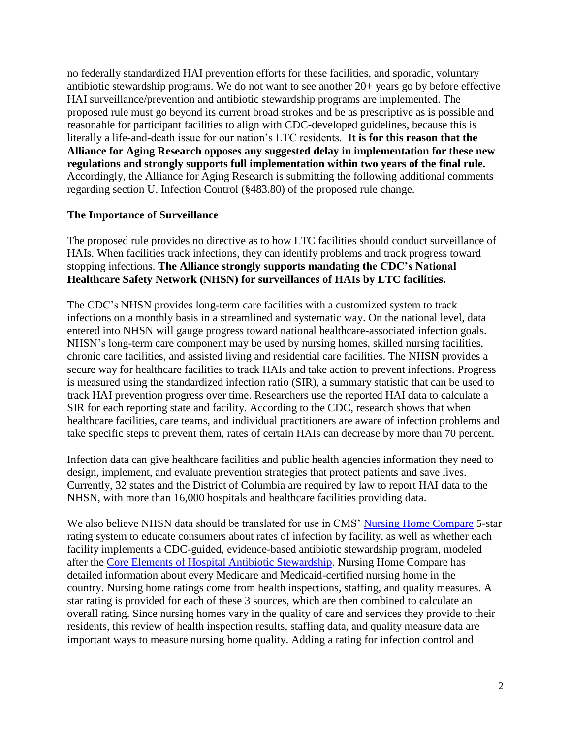no federally standardized HAI prevention efforts for these facilities, and sporadic, voluntary antibiotic stewardship programs. We do not want to see another 20+ years go by before effective HAI surveillance/prevention and antibiotic stewardship programs are implemented. The proposed rule must go beyond its current broad strokes and be as prescriptive as is possible and reasonable for participant facilities to align with CDC-developed guidelines, because this is literally a life-and-death issue for our nation's LTC residents. **It is for this reason that the Alliance for Aging Research opposes any suggested delay in implementation for these new regulations and strongly supports full implementation within two years of the final rule.** Accordingly, the Alliance for Aging Research is submitting the following additional comments regarding section U. Infection Control (§483.80) of the proposed rule change.

**The Importance of Surveillance**

The proposed rule provides no directive as to how LTC facilities should conduct surveillance of HAIs. When facilities track infections, they can identify problems and track progress toward stopping infections. **The Alliance strongly supports mandating the CDC's National Healthcare Safety Network (NHSN) for surveillances of HAIs by LTC facilities.**

The CDC's NHSN provides long-term care facilities with a customized system to track infections on a monthly basis in a streamlined and systematic way. On the national level, data entered into NHSN will gauge progress toward national healthcare-associated infection goals. NHSN's long-term care component may be used by nursing homes, skilled nursing facilities, chronic care facilities, and assisted living and residential care facilities. The NHSN provides a secure way for healthcare facilities to track HAIs and take action to prevent infections. Progress is measured using the standardized infection ratio (SIR), a summary statistic that can be used to track HAI prevention progress over time. Researchers use the reported HAI data to calculate a SIR for each reporting state and facility. According to the CDC, research shows that when healthcare facilities, care teams, and individual practitioners are aware of infection problems and take specific steps to prevent them, rates of certain HAIs can decrease by more than 70 percent.

Infection data can give healthcare facilities and public health agencies information they need to design, implement, and evaluate prevention strategies that protect patients and save lives. Currently, 32 states and the District of Columbia are required by law to report HAI data to the NHSN, with more than 16,000 hospitals and healthcare facilities providing data.

We also believe NHSN data should be translated for use in CMS' Nursing Home Compare 5-star rating system to educate consumers about rates of infection by facility, as well as whether each facility implements a CDC-guided, evidence-based antibiotic stewardship program, modeled after the Core Elements of Hospital Antibiotic Stewardship. Nursing Home Compare has detailed information about every Medicare and Medicaid-certified nursing home in the country. Nursing home ratings come from health inspections, staffing, and quality measures. A star rating is provided for each of these 3 sources, which are then combined to calculate an overall rating. Since nursing homes vary in the quality of care and services they provide to their residents, this review of health inspection results, staffing data, and quality measure data are important ways to measure nursing home quality. Adding a rating for infection control and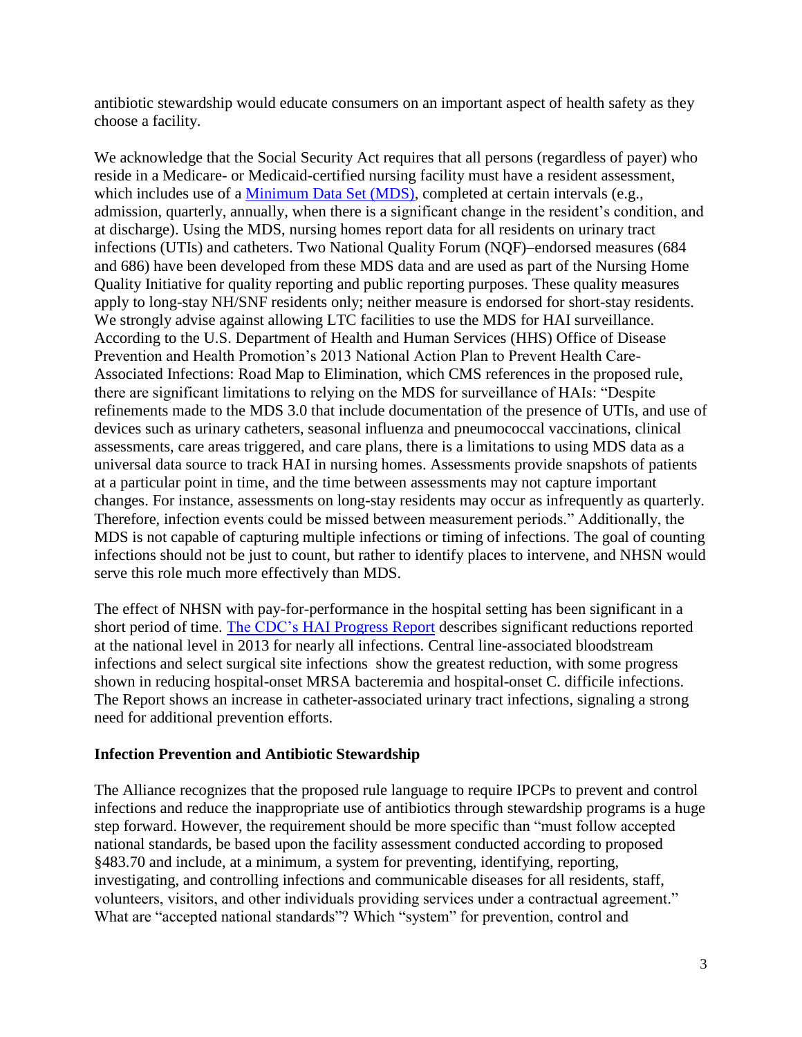antibiotic stewardship would educate consumers on an important aspect of health safety as they choose a facility.

We acknowledge that the Social Security Act requires that all persons (regardless of payer) who reside in a Medicare- or Medicaid-certified nursing facility must have a resident assessment, which includes use of a [Minimum Data Set (MDS)](), completed at certain intervals (e.g., admission, quarterly, annually, when there is a significant change in the resident's condition, and at discharge). Using the MDS, nursing homes report data for all residents on urinary tract infections (UTIs) and catheters. Two National Quality Forum (NQF)–endorsed measures (684 and 686) have been developed from these MDS data and are used as part of the Nursing Home Quality Initiative for quality reporting and public reporting purposes. These quality measures apply to long-stay NH/SNF residents only; neither measure is endorsed for short-stay residents. We strongly advise against allowing LTC facilities to use the MDS for HAI surveillance. According to the U.S. Department of Health and Human Services (HHS) Office of Disease Prevention and Health Promotion's 2013 National Action Plan to Prevent Health Care-Associated Infections: Road Map to Elimination, which CMS references in the proposed rule, there are significant limitations to relying on the MDS for surveillance of HAIs: "Despite refinements made to the MDS 3.0 that include documentation of the presence of UTIs, and use of devices such as urinary catheters, seasonal influenza and pneumococcal vaccinations, clinical assessments, care areas triggered, and care plans, there is a limitations to using MDS data as a universal data source to track HAI in nursing homes. Assessments provide snapshots of patients at a particular point in time, and the time between assessments may not capture important changes. For instance, assessments on long-stay residents may occur as infrequently as quarterly. Therefore, infection events could be missed between measurement periods." Additionally, the MDS is not capable of capturing multiple infections or timing of infections. The goal of counting infections should not be just to count, but rather to identify places to intervene, and NHSN would serve this role much more effectively than MDS.

The effect of NHSN with pay-for-performance in the hospital setting has been significant in a short period of time. [The CDC's HAI Progress Report]() describes significant reductions reported at the national level in 2013 for nearly all infections. Central line-associated bloodstream infections and select surgical site infections show the greatest reduction, with some progress shown in reducing hospital-onset MRSA bacteremia and hospital-onset C. difficile infections. The Report shows an increase in catheter-associated urinary tract infections, signaling a strong need for additional prevention efforts.

**Infection Prevention and Antibiotic Stewardship**

The Alliance recognizes that the proposed rule language to require IPCPs to prevent and control infections and reduce the inappropriate use of antibiotics through stewardship programs is a huge step forward. However, the requirement should be more specific than "must follow accepted national standards, be based upon the facility assessment conducted according to proposed §483.70 and include, at a minimum, a system for preventing, identifying, reporting, investigating, and controlling infections and communicable diseases for all residents, staff, volunteers, visitors, and other individuals providing services under a contractual agreement." What are "accepted national standards"? Which "system" for prevention, control and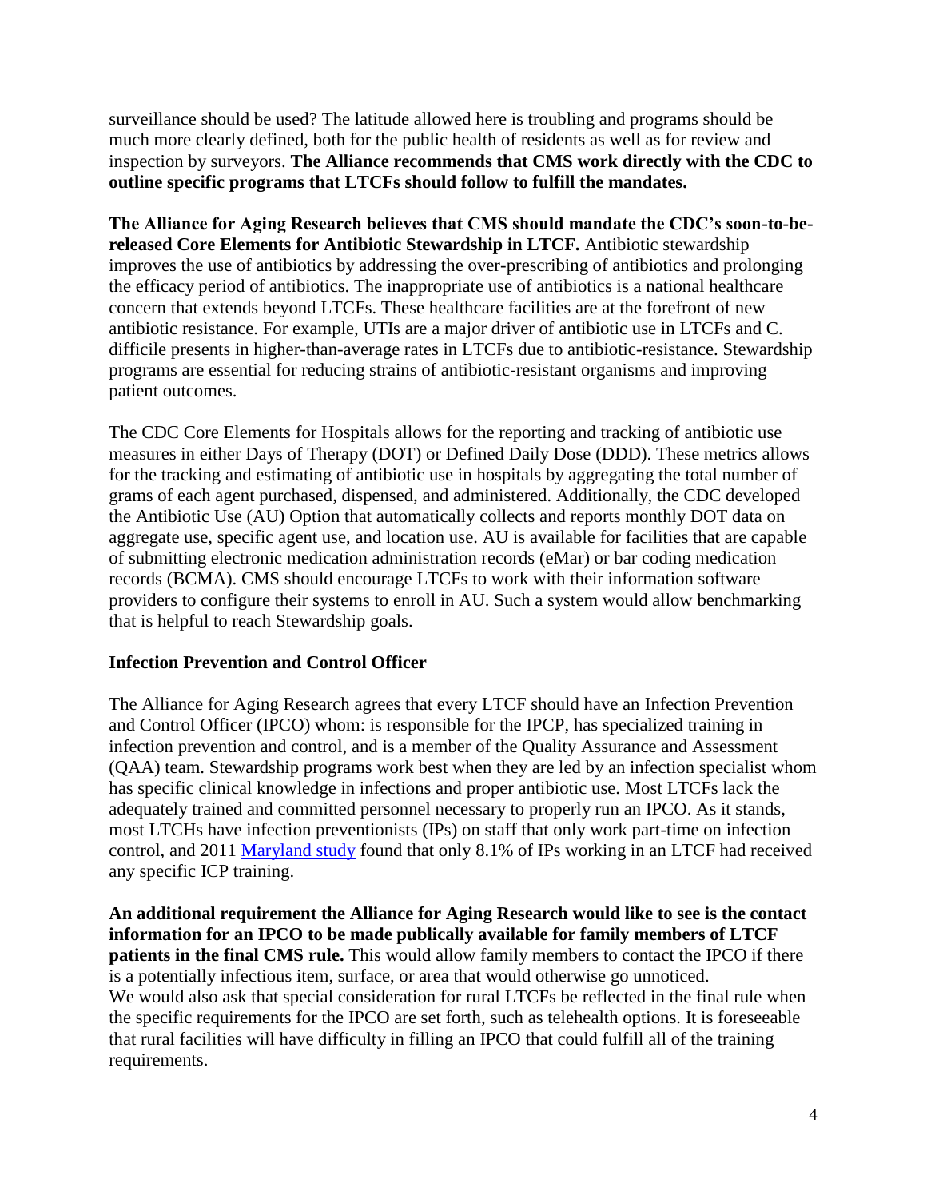surveillance should be used? The latitude allowed here is troubling and programs should be much more clearly defined, both for the public health of residents as well as for review and inspection by surveyors. **The Alliance recommends that CMS work directly with the CDC to outline specific programs that LTCFs should follow to fulfill the mandates.**

**The Alliance for Aging Research believes that CMS should mandate the CDC's soon-to-be-released Core Elements for Antibiotic Stewardship in LTCF.** Antibiotic stewardship improves the use of antibiotics by addressing the over-prescribing of antibiotics and prolonging the efficacy period of antibiotics. The inappropriate use of antibiotics is a national healthcare concern that extends beyond LTCFs. These healthcare facilities are at the forefront of new antibiotic resistance. For example, UTIs are a major driver of antibiotic use in LTCFs and C. difficile presents in higher-than-average rates in LTCFs due to antibiotic-resistance. Stewardship programs are essential for reducing strains of antibiotic-resistant organisms and improving patient outcomes.

The CDC Core Elements for Hospitals allows for the reporting and tracking of antibiotic use measures in either Days of Therapy (DOT) or Defined Daily Dose (DDD). These metrics allows for the tracking and estimating of antibiotic use in hospitals by aggregating the total number of grams of each agent purchased, dispensed, and administered. Additionally, the CDC developed the Antibiotic Use (AU) Option that automatically collects and reports monthly DOT data on aggregate use, specific agent use, and location use. AU is available for facilities that are capable of submitting electronic medication administration records (eMar) or bar coding medication records (BCMA). CMS should encourage LTCFs to work with their information software providers to configure their systems to enroll in AU. Such a system would allow benchmarking that is helpful to reach Stewardship goals.

### Infection Prevention and Control Officer

The Alliance for Aging Research agrees that every LTCF should have an Infection Prevention and Control Officer (IPCO) whom: is responsible for the IPCP, has specialized training in infection prevention and control, and is a member of the Quality Assurance and Assessment (QAA) team. Stewardship programs work best when they are led by an infection specialist whom has specific clinical knowledge in infections and proper antibiotic use. Most LTCFs lack the adequately trained and committed personnel necessary to properly run an IPCO. As it stands, most LTCHs have infection preventionists (IPs) on staff that only work part-time on infection control, and 2011 Maryland study found that only 8.1% of IPs working in an LTCF had received any specific ICP training.

**An additional requirement the Alliance for Aging Research would like to see is the contact information for an IPCO to be made publically available for family members of LTCF patients in the final CMS rule.** This would allow family members to contact the IPCO if there is a potentially infectious item, surface, or area that would otherwise go unnoticed. We would also ask that special consideration for rural LTCFs be reflected in the final rule when the specific requirements for the IPCO are set forth, such as telehealth options. It is foreseeable that rural facilities will have difficulty in filling an IPCO that could fulfill all of the training requirements.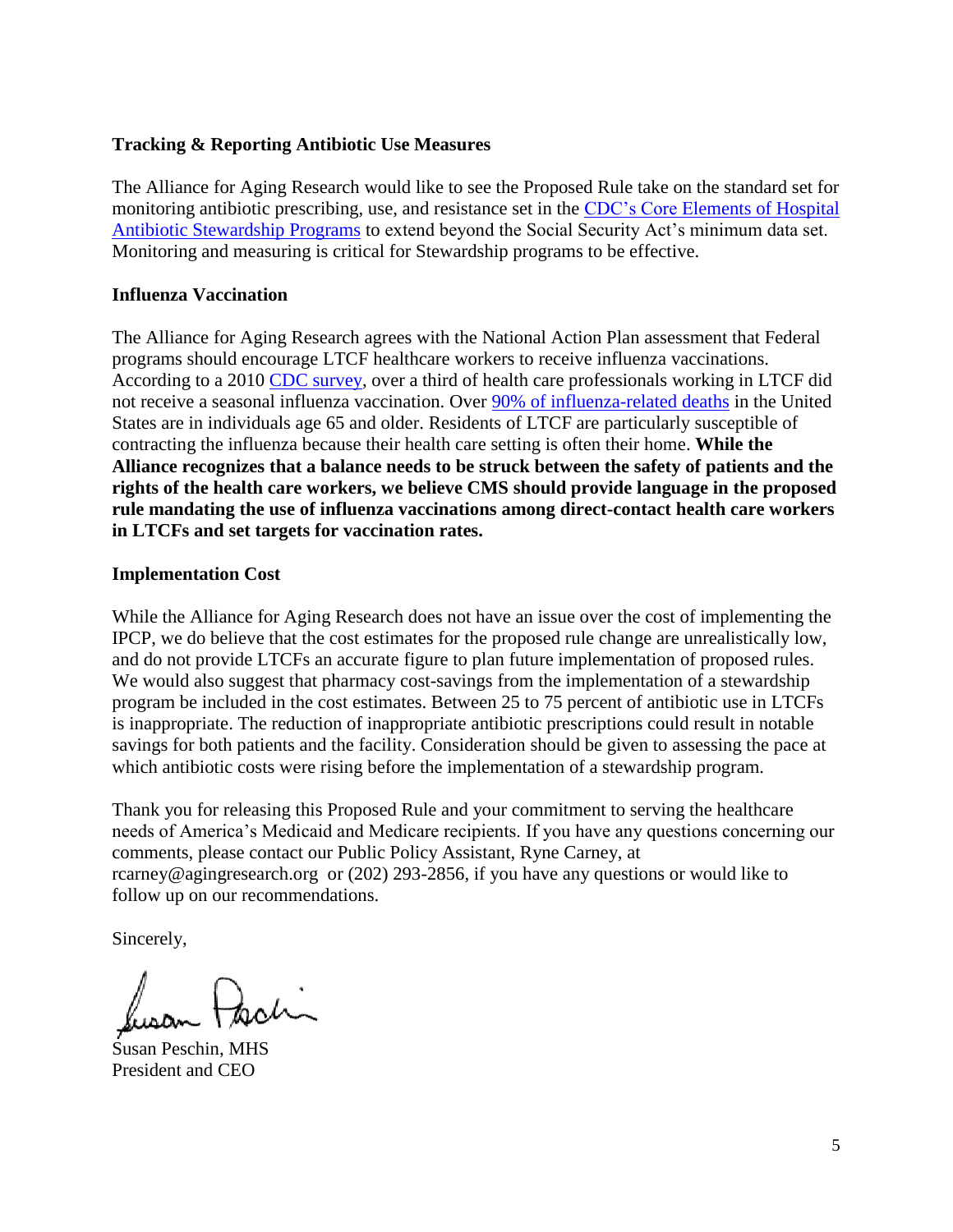**Tracking & Reporting Antibiotic Use Measures**

The Alliance for Aging Research would like to see the Proposed Rule take on the standard set for monitoring antibiotic prescribing, use, and resistance set in the CDC's Core Elements of Hospital Antibiotic Stewardship Programs to extend beyond the Social Security Act's minimum data set. Monitoring and measuring is critical for Stewardship programs to be effective.

**Influenza Vaccination**

The Alliance for Aging Research agrees with the National Action Plan assessment that Federal programs should encourage LTCF healthcare workers to receive influenza vaccinations. According to a 2010 CDC survey, over a third of health care professionals working in LTCF did not receive a seasonal influenza vaccination. Over 90% of influenza-related deaths in the United States are in individuals age 65 and older. Residents of LTCF are particularly susceptible of contracting the influenza because their health care setting is often their home. **While the Alliance recognizes that a balance needs to be struck between the safety of patients and the rights of the health care workers, we believe CMS should provide language in the proposed rule mandating the use of influenza vaccinations among direct-contact health care workers in LTCFs and set targets for vaccination rates.**

**Implementation Cost**

While the Alliance for Aging Research does not have an issue over the cost of implementing the IPCP, we do believe that the cost estimates for the proposed rule change are unrealistically low, and do not provide LTCFs an accurate figure to plan future implementation of proposed rules. We would also suggest that pharmacy cost-savings from the implementation of a stewardship program be included in the cost estimates. Between 25 to 75 percent of antibiotic use in LTCFs is inappropriate. The reduction of inappropriate antibiotic prescriptions could result in notable savings for both patients and the facility. Consideration should be given to assessing the pace at which antibiotic costs were rising before the implementation of a stewardship program.

Thank you for releasing this Proposed Rule and your commitment to serving the healthcare needs of America's Medicaid and Medicare recipients. If you have any questions concerning our comments, please contact our Public Policy Assistant, Ryne Carney, at rcarney@agingresearch.org or (202) 293-2856, if you have any questions or would like to follow up on our recommendations.

Sincerely,

Susan Peschin, MHS
President and CEO